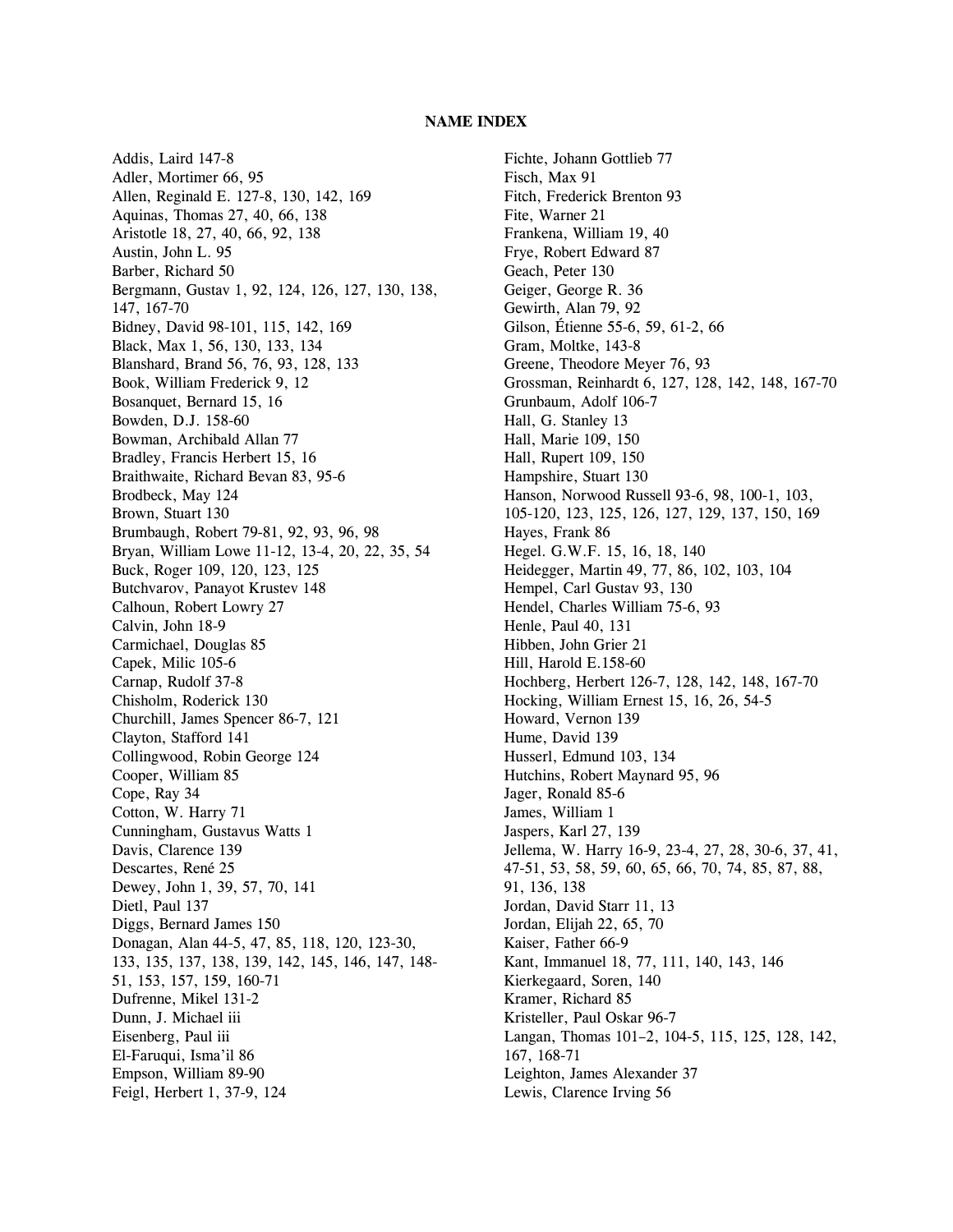**NAME INDEX**

Addis, Laird 147-8
Adler, Mortimer 66, 95
Allen, Reginald E. 127-8, 130, 142, 169
Aquinas, Thomas 27, 40, 66, 138
Aristotle 18, 27, 40, 66, 92, 138
Austin, John L. 95
Barber, Richard 50
Bergmann, Gustav 1, 92, 124, 126, 127, 130, 138, 147, 167-70
Bidney, David 98-101, 115, 142, 169
Black, Max 1, 56, 130, 133, 134
Blanshard, Brand 56, 76, 93, 128, 133
Book, William Frederick 9, 12
Bosanquet, Bernard 15, 16
Bowden, D.J. 158-60
Bowman, Archibald Allan 77
Bradley, Francis Herbert 15, 16
Braithwaite, Richard Bevan 83, 95-6
Brodbeck, May 124
Brown, Stuart 130
Brumbaugh, Robert 79-81, 92, 93, 96, 98
Bryan, William Lowe 11-12, 13-4, 20, 22, 35, 54
Buck, Roger 109, 120, 123, 125
Butchvarov, Panayot Krustev 148
Calhoun, Robert Lowry 27
Calvin, John 18-9
Carmichael, Douglas 85
Capek, Milic 105-6
Carnap, Rudolf 37-8
Chisholm, Roderick 130
Churchill, James Spencer 86-7, 121
Clayton, Stafford 141
Collingwood, Robin George 124
Cooper, William 85
Cope, Ray 34
Cotton, W. Harry 71
Cunningham, Gustavus Watts 1
Davis, Clarence 139
Descartes, René 25
Dewey, John 1, 39, 57, 70, 141
Dietl, Paul 137
Diggs, Bernard James 150
Donagan, Alan 44-5, 47, 85, 118, 120, 123-30, 133, 135, 137, 138, 139, 142, 145, 146, 147, 148-51, 153, 157, 159, 160-71
Dufrenne, Mikel 131-2
Dunn, J. Michael iii
Eisenberg, Paul iii
El-Faruqui, Isma'il 86
Empson, William 89-90
Feigl, Herbert 1, 37-9, 124
Fichte, Johann Gottlieb 77
Fisch, Max 91
Fitch, Frederick Brenton 93
Fite, Warner 21
Frankena, William 19, 40
Frye, Robert Edward 87
Geach, Peter 130
Geiger, George R. 36
Gewirth, Alan 79, 92
Gilson, Étienne 55-6, 59, 61-2, 66
Gram, Moltke, 143-8
Greene, Theodore Meyer 76, 93
Grossman, Reinhardt 6, 127, 128, 142, 148, 167-70
Grunbaum, Adolf 106-7
Hall, G. Stanley 13
Hall, Marie 109, 150
Hall, Rupert 109, 150
Hampshire, Stuart 130
Hanson, Norwood Russell 93-6, 98, 100-1, 103, 105-120, 123, 125, 126, 127, 129, 137, 150, 169
Hayes, Frank 86
Hegel. G.W.F. 15, 16, 18, 140
Heidegger, Martin 49, 77, 86, 102, 103, 104
Hempel, Carl Gustav 93, 130
Hendel, Charles William 75-6, 93
Henle, Paul 40, 131
Hibben, John Grier 21
Hill, Harold E.158-60
Hochberg, Herbert 126-7, 128, 142, 148, 167-70
Hocking, William Ernest 15, 16, 26, 54-5
Howard, Vernon 139
Hume, David 139
Husserl, Edmund 103, 134
Hutchins, Robert Maynard 95, 96
Jager, Ronald 85-6
James, William 1
Jaspers, Karl 27, 139
Jellema, W. Harry 16-9, 23-4, 27, 28, 30-6, 37, 41, 47-51, 53, 58, 59, 60, 65, 66, 70, 74, 85, 87, 88, 91, 136, 138
Jordan, David Starr 11, 13
Jordan, Elijah 22, 65, 70
Kaiser, Father 66-9
Kant, Immanuel 18, 77, 111, 140, 143, 146
Kierkegaard, Soren, 140
Kramer, Richard 85
Kristeller, Paul Oskar 96-7
Langan, Thomas 101–2, 104-5, 115, 125, 128, 142, 167, 168-71
Leighton, James Alexander 37
Lewis, Clarence Irving 56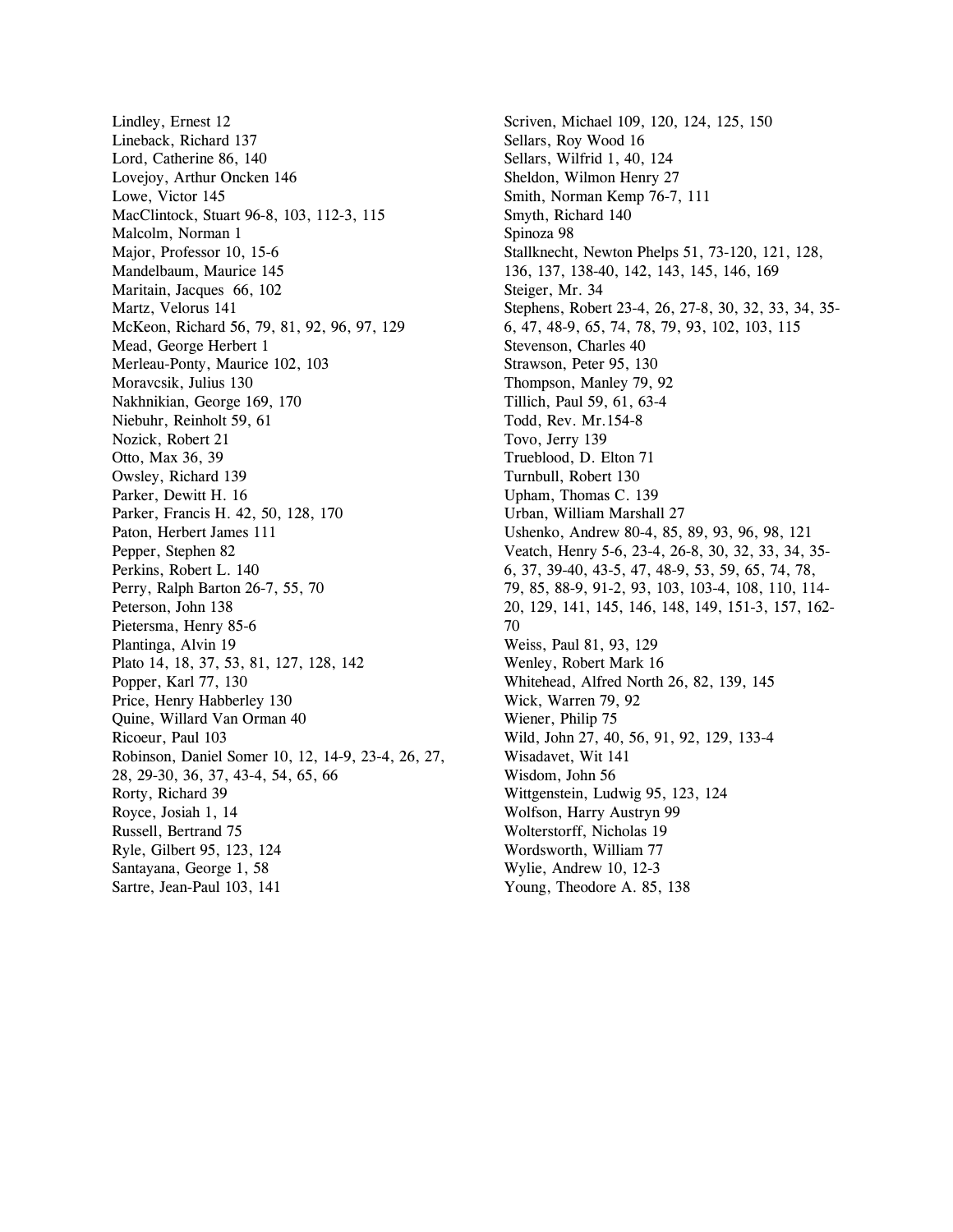Lindley, Ernest 12
Lineback, Richard 137
Lord, Catherine 86, 140
Lovejoy, Arthur Oncken 146
Lowe, Victor 145
MacClintock, Stuart 96-8, 103, 112-3, 115
Malcolm, Norman 1
Major, Professor 10, 15-6
Mandelbaum, Maurice 145
Maritain, Jacques 66, 102
Martz, Velorus 141
McKeon, Richard 56, 79, 81, 92, 96, 97, 129
Mead, George Herbert 1
Merleau-Ponty, Maurice 102, 103
Moravcsik, Julius 130
Nakhnikian, George 169, 170
Niebuhr, Reinholt 59, 61
Nozick, Robert 21
Otto, Max 36, 39
Owsley, Richard 139
Parker, Dewitt H. 16
Parker, Francis H. 42, 50, 128, 170
Paton, Herbert James 111
Pepper, Stephen 82
Perkins, Robert L. 140
Perry, Ralph Barton 26-7, 55, 70
Peterson, John 138
Pietersma, Henry 85-6
Plantinga, Alvin 19
Plato 14, 18, 37, 53, 81, 127, 128, 142
Popper, Karl 77, 130
Price, Henry Habberley 130
Quine, Willard Van Orman 40
Ricoeur, Paul 103
Robinson, Daniel Somer 10, 12, 14-9, 23-4, 26, 27, 28, 29-30, 36, 37, 43-4, 54, 65, 66
Rorty, Richard 39
Royce, Josiah 1, 14
Russell, Bertrand 75
Ryle, Gilbert 95, 123, 124
Santayana, George 1, 58
Sartre, Jean-Paul 103, 141
Scriven, Michael 109, 120, 124, 125, 150
Sellars, Roy Wood 16
Sellars, Wilfrid 1, 40, 124
Sheldon, Wilmon Henry 27
Smith, Norman Kemp 76-7, 111
Smyth, Richard 140
Spinoza 98
Stallknecht, Newton Phelps 51, 73-120, 121, 128, 136, 137, 138-40, 142, 143, 145, 146, 169
Steiger, Mr. 34
Stephens, Robert 23-4, 26, 27-8, 30, 32, 33, 34, 35-6, 47, 48-9, 65, 74, 78, 79, 93, 102, 103, 115
Stevenson, Charles 40
Strawson, Peter 95, 130
Thompson, Manley 79, 92
Tillich, Paul 59, 61, 63-4
Todd, Rev. Mr.154-8
Tovo, Jerry 139
Trueblood, D. Elton 71
Turnbull, Robert 130
Upham, Thomas C. 139
Urban, William Marshall 27
Ushenko, Andrew 80-4, 85, 89, 93, 96, 98, 121
Veatch, Henry 5-6, 23-4, 26-8, 30, 32, 33, 34, 35-6, 37, 39-40, 43-5, 47, 48-9, 53, 59, 65, 74, 78, 79, 85, 88-9, 91-2, 93, 103, 103-4, 108, 110, 114-20, 129, 141, 145, 146, 148, 149, 151-3, 157, 162-70
Weiss, Paul 81, 93, 129
Wenley, Robert Mark 16
Whitehead, Alfred North 26, 82, 139, 145
Wick, Warren 79, 92
Wiener, Philip 75
Wild, John 27, 40, 56, 91, 92, 129, 133-4
Wisadavet, Wit 141
Wisdom, John 56
Wittgenstein, Ludwig 95, 123, 124
Wolfson, Harry Austryn 99
Wolterstorff, Nicholas 19
Wordsworth, William 77
Wylie, Andrew 10, 12-3
Young, Theodore A. 85, 138